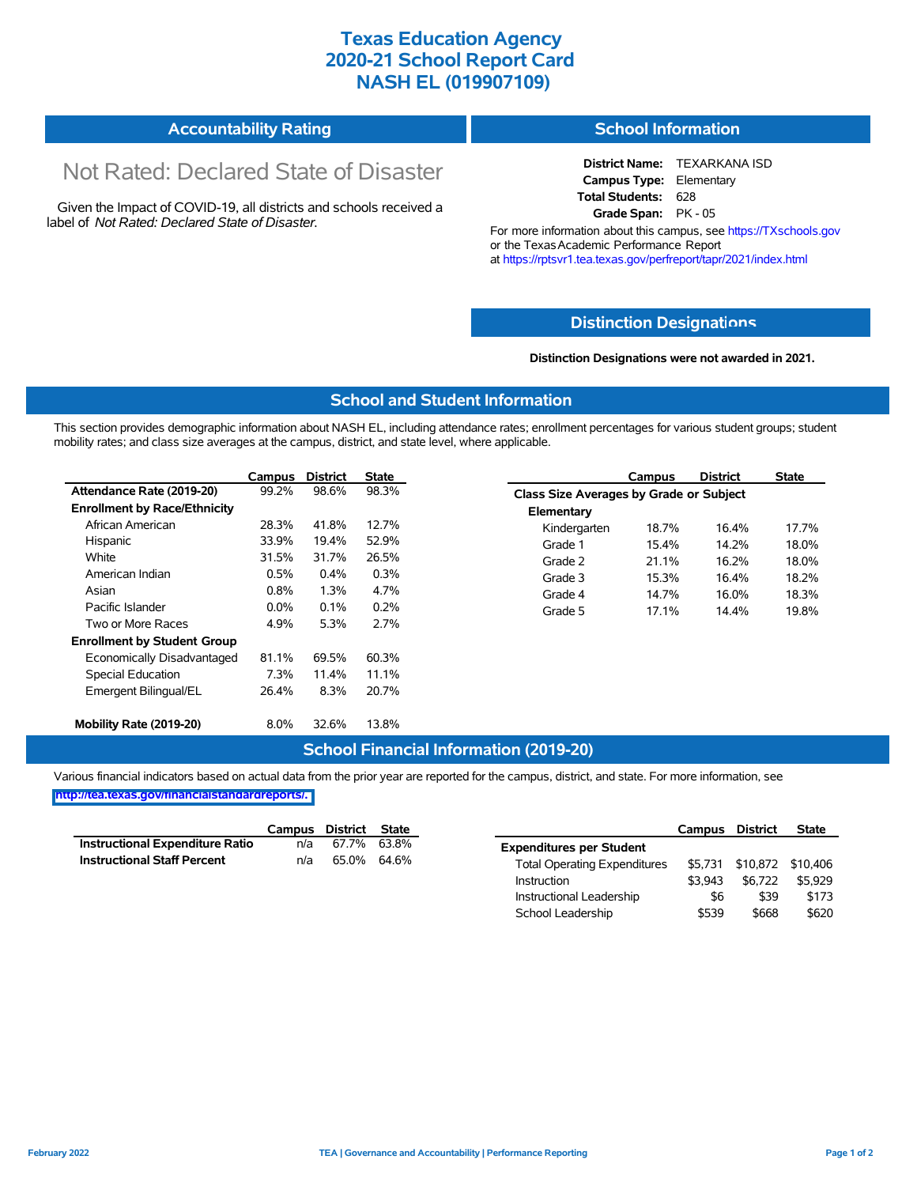# Texas Education Agency
# 2020-21 School Report Card
# NASH EL (019907109)

## Accountability Rating

Not Rated: Declared State of Disaster

Given the Impact of COVID-19, all districts and schools received a label of *Not Rated: Declared State of Disaster*.

## School Information

**District Name:** TEXARKANA ISD
**Campus Type:** Elementary
**Total Students:** 628
**Grade Span:** PK - 05

For more information about this campus, see https://TXschools.gov or the Texas Academic Performance Report at https://rptsvr1.tea.texas.gov/perfreport/tapr/2021/index.html

## Distinction Designations

**Distinction Designations were not awarded in 2021.**

## School and Student Information

This section provides demographic information about NASH EL, including attendance rates; enrollment percentages for various student groups; student mobility rates; and class size averages at the campus, district, and state level, where applicable.

| | Campus | District | State |
|---|---|---|---|
| **Attendance Rate (2019-20)** | 99.2% | 98.6% | 98.3% |
| **Enrollment by Race/Ethnicity** | | | |
| African American | 28.3% | 41.8% | 12.7% |
| Hispanic | 33.9% | 19.4% | 52.9% |
| White | 31.5% | 31.7% | 26.5% |
| American Indian | 0.5% | 0.4% | 0.3% |
| Asian | 0.8% | 1.3% | 4.7% |
| Pacific Islander | 0.0% | 0.1% | 0.2% |
| Two or More Races | 4.9% | 5.3% | 2.7% |
| **Enrollment by Student Group** | | | |
| Economically Disadvantaged | 81.1% | 69.5% | 60.3% |
| Special Education | 7.3% | 11.4% | 11.1% |
| Emergent Bilingual/EL | 26.4% | 8.3% | 20.7% |
| **Mobility Rate (2019-20)** | 8.0% | 32.6% | 13.8% |

| | Campus | District | State |
|---|---|---|---|
| **Class Size Averages by Grade or Subject** | | | |
| **Elementary** | | | |
| Kindergarten | 18.7% | 16.4% | 17.7% |
| Grade 1 | 15.4% | 14.2% | 18.0% |
| Grade 2 | 21.1% | 16.2% | 18.0% |
| Grade 3 | 15.3% | 16.4% | 18.2% |
| Grade 4 | 14.7% | 16.0% | 18.3% |
| Grade 5 | 17.1% | 14.4% | 19.8% |

## School Financial Information (2019-20)

Various financial indicators based on actual data from the prior year are reported for the campus, district, and state. For more information, see http://tea.texas.gov/financialstandardreports/.

| | Campus | District | State |
|---|---|---|---|
| **Instructional Expenditure Ratio** | n/a | 67.7% | 63.8% |
| **Instructional Staff Percent** | n/a | 65.0% | 64.6% |

| | Campus | District | State |
|---|---|---|---|
| **Expenditures per Student** | | | |
| Total Operating Expenditures | $5,731 | $10,872 | $10,406 |
| Instruction | $3,943 | $6,722 | $5,929 |
| Instructional Leadership | $6 | $39 | $173 |
| School Leadership | $539 | $668 | $620 |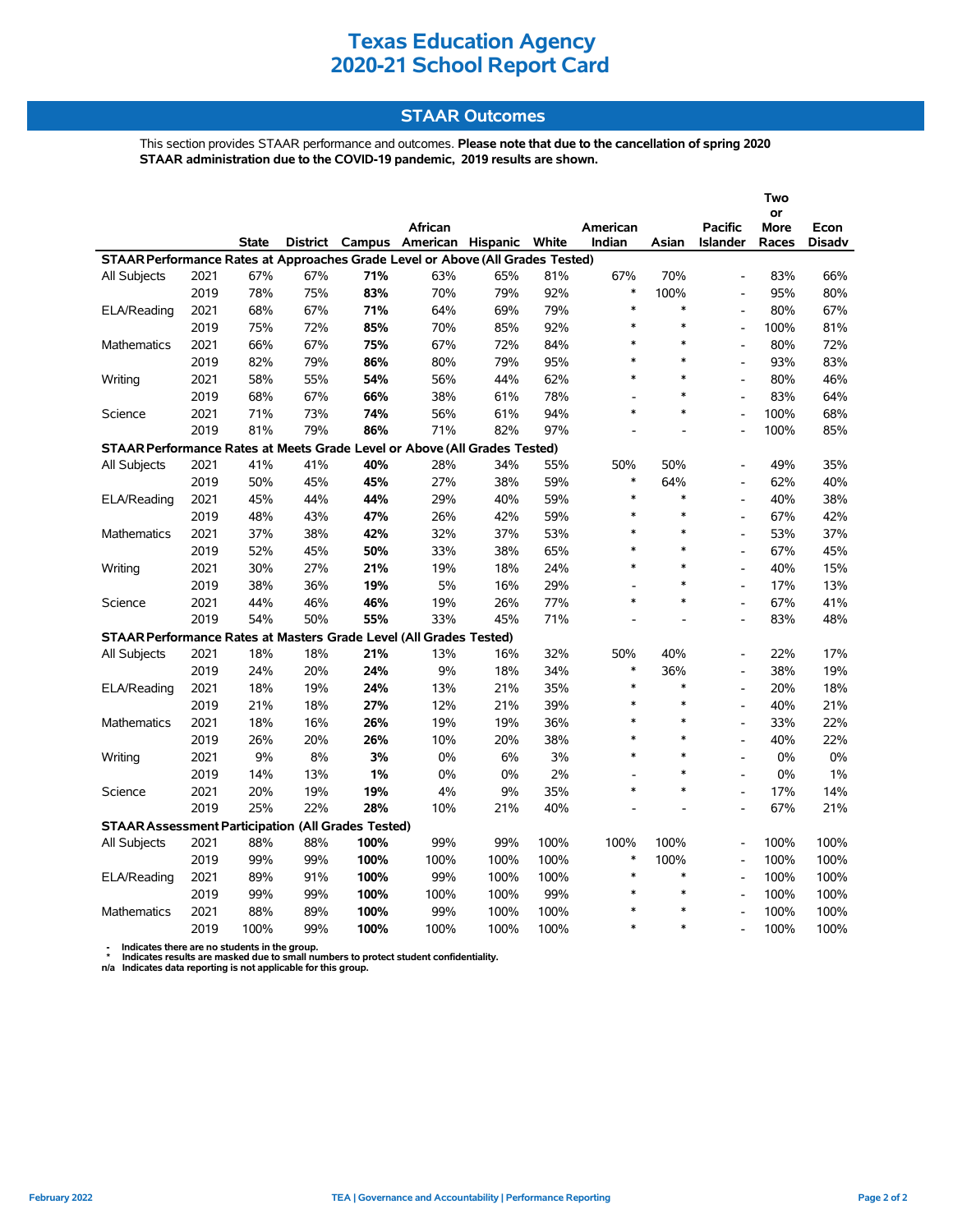# Texas Education Agency
# 2020-21 School Report Card

## STAAR Outcomes

This section provides STAAR performance and outcomes. **Please note that due to the cancellation of spring 2020 STAAR administration due to the COVID-19 pandemic, 2019 results are shown.**

| | | State | District | Campus | African American | Hispanic | White | American Indian | Asian | Pacific Islander | Two or More Races | Econ Disadv |
|---|---|---|---|---|---|---|---|---|---|---|---|---|
| **STAAR Performance Rates at Approaches Grade Level or Above (All Grades Tested)** | | | | | | | | | | | | |
| All Subjects | 2021 | 67% | 67% | **71%** | 63% | 65% | 81% | 67% | 70% | - | 83% | 66% |
| | 2019 | 78% | 75% | **83%** | 70% | 79% | 92% | * | 100% | - | 95% | 80% |
| ELA/Reading | 2021 | 68% | 67% | **71%** | 64% | 69% | 79% | * | * | - | 80% | 67% |
| | 2019 | 75% | 72% | **85%** | 70% | 85% | 92% | * | * | - | 100% | 81% |
| Mathematics | 2021 | 66% | 67% | **75%** | 67% | 72% | 84% | * | * | - | 80% | 72% |
| | 2019 | 82% | 79% | **86%** | 80% | 79% | 95% | * | * | - | 93% | 83% |
| Writing | 2021 | 58% | 55% | **54%** | 56% | 44% | 62% | * | * | - | 80% | 46% |
| | 2019 | 68% | 67% | **66%** | 38% | 61% | 78% | - | * | - | 83% | 64% |
| Science | 2021 | 71% | 73% | **74%** | 56% | 61% | 94% | * | * | - | 100% | 68% |
| | 2019 | 81% | 79% | **86%** | 71% | 82% | 97% | - | - | - | 100% | 85% |
| **STAAR Performance Rates at Meets Grade Level or Above (All Grades Tested)** | | | | | | | | | | | | |
| All Subjects | 2021 | 41% | 41% | **40%** | 28% | 34% | 55% | 50% | 50% | - | 49% | 35% |
| | 2019 | 50% | 45% | **45%** | 27% | 38% | 59% | * | 64% | - | 62% | 40% |
| ELA/Reading | 2021 | 45% | 44% | **44%** | 29% | 40% | 59% | * | * | - | 40% | 38% |
| | 2019 | 48% | 43% | **47%** | 26% | 42% | 59% | * | * | - | 67% | 42% |
| Mathematics | 2021 | 37% | 38% | **42%** | 32% | 37% | 53% | * | * | - | 53% | 37% |
| | 2019 | 52% | 45% | **50%** | 33% | 38% | 65% | * | * | - | 67% | 45% |
| Writing | 2021 | 30% | 27% | **21%** | 19% | 18% | 24% | * | * | - | 40% | 15% |
| | 2019 | 38% | 36% | **19%** | 5% | 16% | 29% | - | * | - | 17% | 13% |
| Science | 2021 | 44% | 46% | **46%** | 19% | 26% | 77% | * | * | - | 67% | 41% |
| | 2019 | 54% | 50% | **55%** | 33% | 45% | 71% | - | - | - | 83% | 48% |
| **STAAR Performance Rates at Masters Grade Level (All Grades Tested)** | | | | | | | | | | | | |
| All Subjects | 2021 | 18% | 18% | **21%** | 13% | 16% | 32% | 50% | 40% | - | 22% | 17% |
| | 2019 | 24% | 20% | **24%** | 9% | 18% | 34% | * | 36% | - | 38% | 19% |
| ELA/Reading | 2021 | 18% | 19% | **24%** | 13% | 21% | 35% | * | * | - | 20% | 18% |
| | 2019 | 21% | 18% | **27%** | 12% | 21% | 39% | * | * | - | 40% | 21% |
| Mathematics | 2021 | 18% | 16% | **26%** | 19% | 19% | 36% | * | * | - | 33% | 22% |
| | 2019 | 26% | 20% | **26%** | 10% | 20% | 38% | * | * | - | 40% | 22% |
| Writing | 2021 | 9% | 8% | **3%** | 0% | 6% | 3% | * | * | - | 0% | 0% |
| | 2019 | 14% | 13% | **1%** | 0% | 0% | 2% | - | * | - | 0% | 1% |
| Science | 2021 | 20% | 19% | **19%** | 4% | 9% | 35% | * | * | - | 17% | 14% |
| | 2019 | 25% | 22% | **28%** | 10% | 21% | 40% | - | - | - | 67% | 21% |
| **STAAR Assessment Participation (All Grades Tested)** | | | | | | | | | | | | |
| All Subjects | 2021 | 88% | 88% | **100%** | 99% | 99% | 100% | 100% | 100% | - | 100% | 100% |
| | 2019 | 99% | 99% | **100%** | 100% | 100% | 100% | * | 100% | - | 100% | 100% |
| ELA/Reading | 2021 | 89% | 91% | **100%** | 99% | 100% | 100% | * | * | - | 100% | 100% |
| | 2019 | 99% | 99% | **100%** | 100% | 100% | 99% | * | * | - | 100% | 100% |
| Mathematics | 2021 | 88% | 89% | **100%** | 99% | 100% | 100% | * | * | - | 100% | 100% |
| | 2019 | 100% | 99% | **100%** | 100% | 100% | 100% | * | * | - | 100% | 100% |

- Indicates there are no students in the group.
* Indicates results are masked due to small numbers to protect student confidentiality.
n/a Indicates data reporting is not applicable for this group.